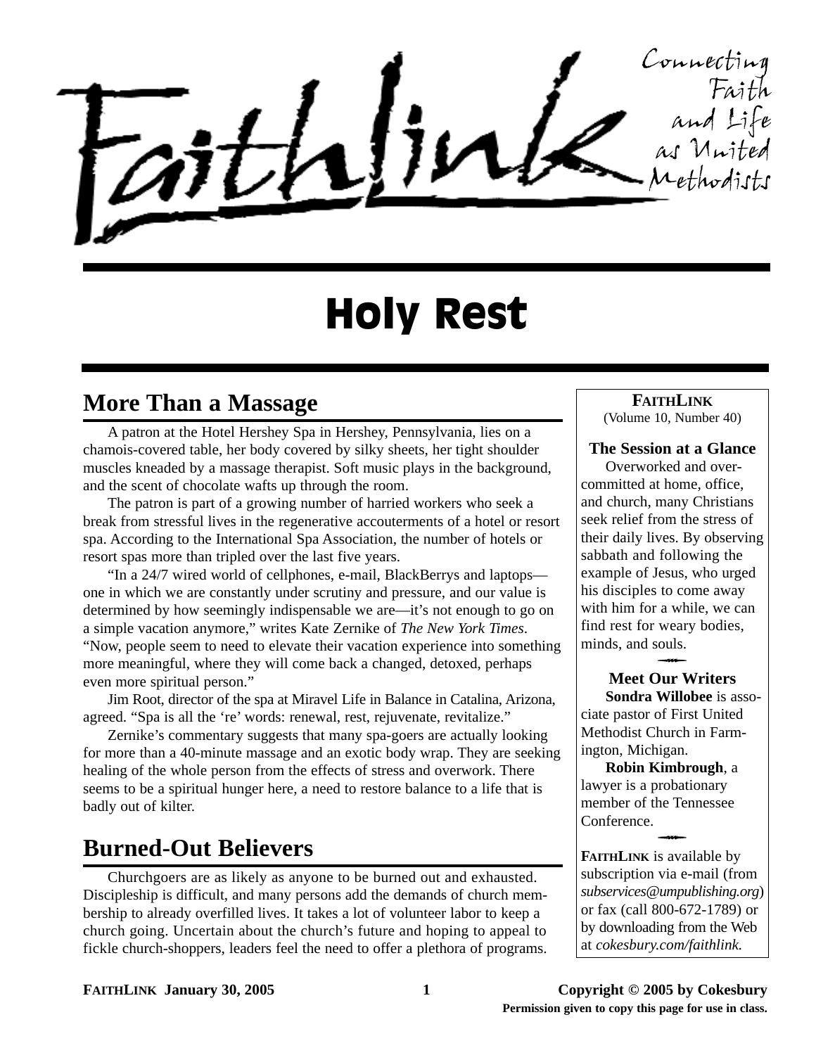# Faithlink

Connecting Faith and Life as United Methodists

# Holy Rest

## More Than a Massage

A patron at the Hotel Hershey Spa in Hershey, Pennsylvania, lies on a chamois-covered table, her body covered by silky sheets, her tight shoulder muscles kneaded by a massage therapist. Soft music plays in the background, and the scent of chocolate wafts up through the room.

The patron is part of a growing number of harried workers who seek a break from stressful lives in the regenerative accouterments of a hotel or resort spa. According to the International Spa Association, the number of hotels or resort spas more than tripled over the last five years.

"In a 24/7 wired world of cellphones, e-mail, BlackBerrys and laptops—one in which we are constantly under scrutiny and pressure, and our value is determined by how seemingly indispensable we are—it's not enough to go on a simple vacation anymore," writes Kate Zernike of *The New York Times*. "Now, people seem to need to elevate their vacation experience into something more meaningful, where they will come back a changed, detoxed, perhaps even more spiritual person."

Jim Root, director of the spa at Miravel Life in Balance in Catalina, Arizona, agreed. "Spa is all the 're' words: renewal, rest, rejuvenate, revitalize."

Zernike's commentary suggests that many spa-goers are actually looking for more than a 40-minute massage and an exotic body wrap. They are seeking healing of the whole person from the effects of stress and overwork. There seems to be a spiritual hunger here, a need to restore balance to a life that is badly out of kilter.

## Burned-Out Believers

Churchgoers are as likely as anyone to be burned out and exhausted. Discipleship is difficult, and many persons add the demands of church membership to already overfilled lives. It takes a lot of volunteer labor to keep a church going. Uncertain about the church's future and hoping to appeal to fickle church-shoppers, leaders feel the need to offer a plethora of programs.

---

**FAITHLINK**
(Volume 10, Number 40)

**The Session at a Glance**

Overworked and overcommitted at home, office, and church, many Christians seek relief from the stress of their daily lives. By observing sabbath and following the example of Jesus, who urged his disciples to come away with him for a while, we can find rest for weary bodies, minds, and souls.

**Meet Our Writers**

**Sondra Willobee** is associate pastor of First United Methodist Church in Farmington, Michigan.

**Robin Kimbrough**, a lawyer is a probationary member of the Tennessee Conference.

**FAITHLINK** is available by subscription via e-mail (from *subservices@umpublishing.org*) or fax (call 800-672-1789) or by downloading from the Web at *cokesbury.com/faithlink.*

---

**FAITHLINK January 30, 2005** **Copyright © 2005 by Cokesbury**

**Permission given to copy this page for use in class.**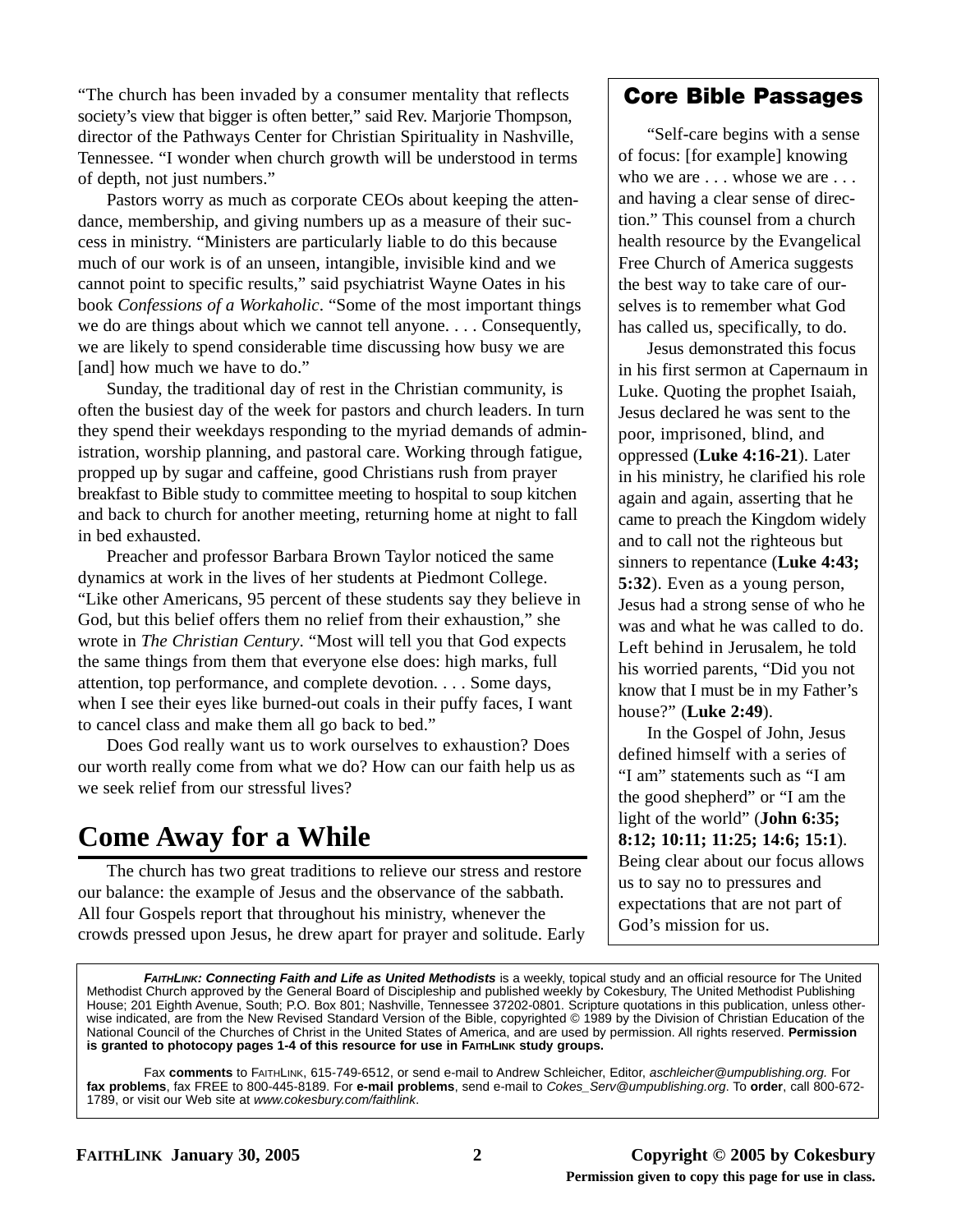"The church has been invaded by a consumer mentality that reflects society's view that bigger is often better," said Rev. Marjorie Thompson, director of the Pathways Center for Christian Spirituality in Nashville, Tennessee. "I wonder when church growth will be understood in terms of depth, not just numbers."

Pastors worry as much as corporate CEOs about keeping the attendance, membership, and giving numbers up as a measure of their success in ministry. "Ministers are particularly liable to do this because much of our work is of an unseen, intangible, invisible kind and we cannot point to specific results," said psychiatrist Wayne Oates in his book *Confessions of a Workaholic*. "Some of the most important things we do are things about which we cannot tell anyone. . . . Consequently, we are likely to spend considerable time discussing how busy we are [and] how much we have to do."

Sunday, the traditional day of rest in the Christian community, is often the busiest day of the week for pastors and church leaders. In turn they spend their weekdays responding to the myriad demands of administration, worship planning, and pastoral care. Working through fatigue, propped up by sugar and caffeine, good Christians rush from prayer breakfast to Bible study to committee meeting to hospital to soup kitchen and back to church for another meeting, returning home at night to fall in bed exhausted.

Preacher and professor Barbara Brown Taylor noticed the same dynamics at work in the lives of her students at Piedmont College. "Like other Americans, 95 percent of these students say they believe in God, but this belief offers them no relief from their exhaustion," she wrote in *The Christian Century*. "Most will tell you that God expects the same things from them that everyone else does: high marks, full attention, top performance, and complete devotion. . . . Some days, when I see their eyes like burned-out coals in their puffy faces, I want to cancel class and make them all go back to bed."

Does God really want us to work ourselves to exhaustion? Does our worth really come from what we do? How can our faith help us as we seek relief from our stressful lives?

## Come Away for a While

The church has two great traditions to relieve our stress and restore our balance: the example of Jesus and the observance of the sabbath. All four Gospels report that throughout his ministry, whenever the crowds pressed upon Jesus, he drew apart for prayer and solitude. Early

## Core Bible Passages

"Self-care begins with a sense of focus: [for example] knowing who we are . . . whose we are . . . and having a clear sense of direction." This counsel from a church health resource by the Evangelical Free Church of America suggests the best way to take care of ourselves is to remember what God has called us, specifically, to do.

Jesus demonstrated this focus in his first sermon at Capernaum in Luke. Quoting the prophet Isaiah, Jesus declared he was sent to the poor, imprisoned, blind, and oppressed (**Luke 4:16-21**). Later in his ministry, he clarified his role again and again, asserting that he came to preach the Kingdom widely and to call not the righteous but sinners to repentance (**Luke 4:43; 5:32**). Even as a young person, Jesus had a strong sense of who he was and what he was called to do. Left behind in Jerusalem, he told his worried parents, "Did you not know that I must be in my Father's house?" (**Luke 2:49**).

In the Gospel of John, Jesus defined himself with a series of "I am" statements such as "I am the good shepherd" or "I am the light of the world" (**John 6:35; 8:12; 10:11; 11:25; 14:6; 15:1**). Being clear about our focus allows us to say no to pressures and expectations that are not part of God's mission for us.

***FAITHLINK: Connecting Faith and Life as United Methodists*** is a weekly, topical study and an official resource for The United Methodist Church approved by the General Board of Discipleship and published weekly by Cokesbury, The United Methodist Publishing House; 201 Eighth Avenue, South; P.O. Box 801; Nashville, Tennessee 37202-0801. Scripture quotations in this publication, unless otherwise indicated, are from the New Revised Standard Version of the Bible, copyrighted © 1989 by the Division of Christian Education of the National Council of the Churches of Christ in the United States of America, and are used by permission. All rights reserved. **Permission is granted to photocopy pages 1-4 of this resource for use in FAITHLINK study groups.**

Fax **comments** to FAITHLINK, 615-749-6512, or send e-mail to Andrew Schleicher, Editor, *aschleicher@umpublishing.org.* For **fax problems**, fax FREE to 800-445-8189. For **e-mail problems**, send e-mail to *Cokes_Serv@umpublishing.org*. To **order**, call 800-672-1789, or visit our Web site at *www.cokesbury.com/faithlink*.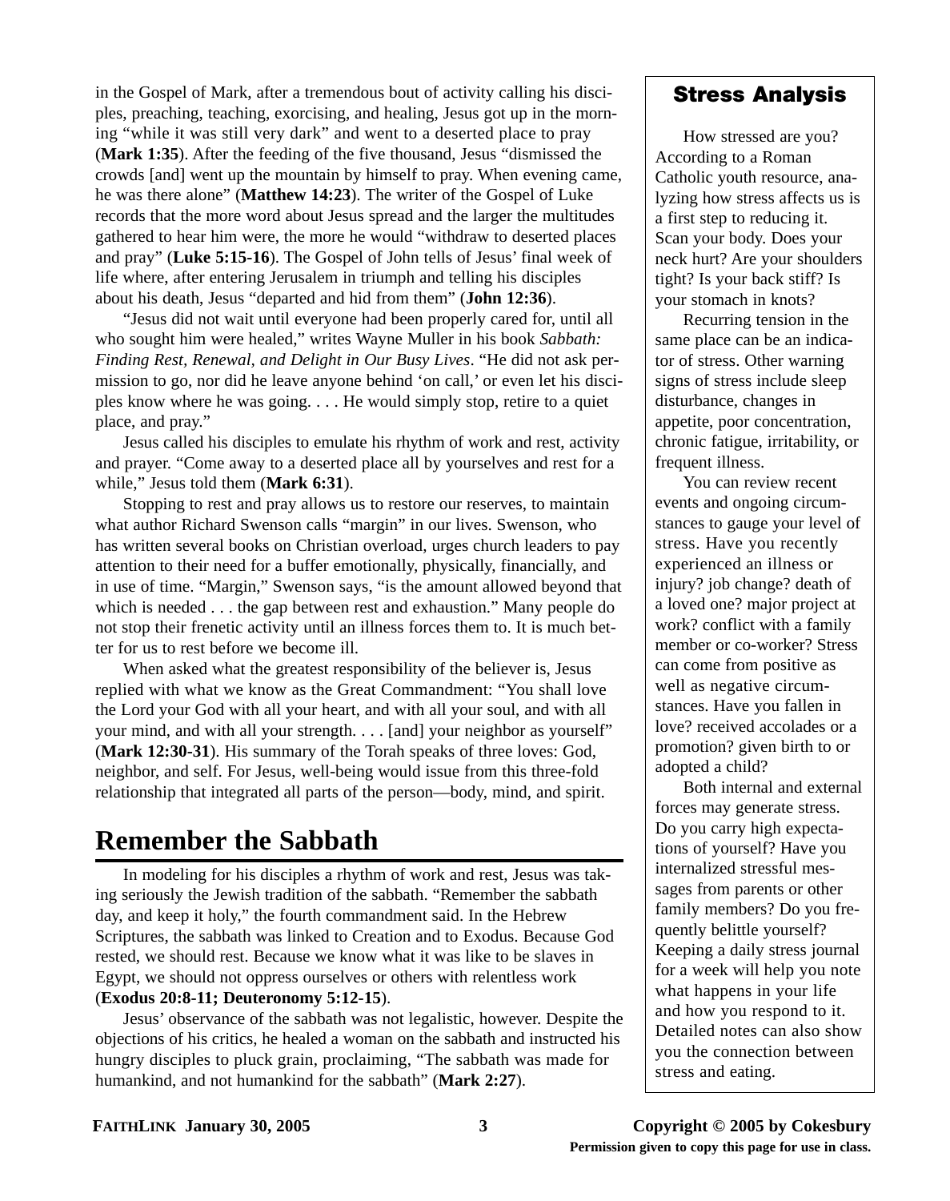in the Gospel of Mark, after a tremendous bout of activity calling his disciples, preaching, teaching, exorcising, and healing, Jesus got up in the morning "while it was still very dark" and went to a deserted place to pray (**Mark 1:35**). After the feeding of the five thousand, Jesus "dismissed the crowds [and] went up the mountain by himself to pray. When evening came, he was there alone" (**Matthew 14:23**). The writer of the Gospel of Luke records that the more word about Jesus spread and the larger the multitudes gathered to hear him were, the more he would "withdraw to deserted places and pray" (**Luke 5:15-16**). The Gospel of John tells of Jesus' final week of life where, after entering Jerusalem in triumph and telling his disciples about his death, Jesus "departed and hid from them" (**John 12:36**).

"Jesus did not wait until everyone had been properly cared for, until all who sought him were healed," writes Wayne Muller in his book *Sabbath: Finding Rest, Renewal, and Delight in Our Busy Lives*. "He did not ask permission to go, nor did he leave anyone behind 'on call,' or even let his disciples know where he was going. . . . He would simply stop, retire to a quiet place, and pray."

Jesus called his disciples to emulate his rhythm of work and rest, activity and prayer. "Come away to a deserted place all by yourselves and rest for a while," Jesus told them (**Mark 6:31**).

Stopping to rest and pray allows us to restore our reserves, to maintain what author Richard Swenson calls "margin" in our lives. Swenson, who has written several books on Christian overload, urges church leaders to pay attention to their need for a buffer emotionally, physically, financially, and in use of time. "Margin," Swenson says, "is the amount allowed beyond that which is needed . . . the gap between rest and exhaustion." Many people do not stop their frenetic activity until an illness forces them to. It is much better for us to rest before we become ill.

When asked what the greatest responsibility of the believer is, Jesus replied with what we know as the Great Commandment: "You shall love the Lord your God with all your heart, and with all your soul, and with all your mind, and with all your strength. . . . [and] your neighbor as yourself" (**Mark 12:30-31**). His summary of the Torah speaks of three loves: God, neighbor, and self. For Jesus, well-being would issue from this three-fold relationship that integrated all parts of the person—body, mind, and spirit.

# Remember the Sabbath

In modeling for his disciples a rhythm of work and rest, Jesus was taking seriously the Jewish tradition of the sabbath. "Remember the sabbath day, and keep it holy," the fourth commandment said. In the Hebrew Scriptures, the sabbath was linked to Creation and to Exodus. Because God rested, we should rest. Because we know what it was like to be slaves in Egypt, we should not oppress ourselves or others with relentless work (**Exodus 20:8-11; Deuteronomy 5:12-15**).

Jesus' observance of the sabbath was not legalistic, however. Despite the objections of his critics, he healed a woman on the sabbath and instructed his hungry disciples to pluck grain, proclaiming, "The sabbath was made for humankind, and not humankind for the sabbath" (**Mark 2:27**).

## Stress Analysis

How stressed are you? According to a Roman Catholic youth resource, analyzing how stress affects us is a first step to reducing it. Scan your body. Does your neck hurt? Are your shoulders tight? Is your back stiff? Is your stomach in knots?

Recurring tension in the same place can be an indicator of stress. Other warning signs of stress include sleep disturbance, changes in appetite, poor concentration, chronic fatigue, irritability, or frequent illness.

You can review recent events and ongoing circumstances to gauge your level of stress. Have you recently experienced an illness or injury? job change? death of a loved one? major project at work? conflict with a family member or co-worker? Stress can come from positive as well as negative circumstances. Have you fallen in love? received accolades or a promotion? given birth to or adopted a child?

Both internal and external forces may generate stress. Do you carry high expectations of yourself? Have you internalized stressful messages from parents or other family members? Do you frequently belittle yourself? Keeping a daily stress journal for a week will help you note what happens in your life and how you respond to it. Detailed notes can also show you the connection between stress and eating.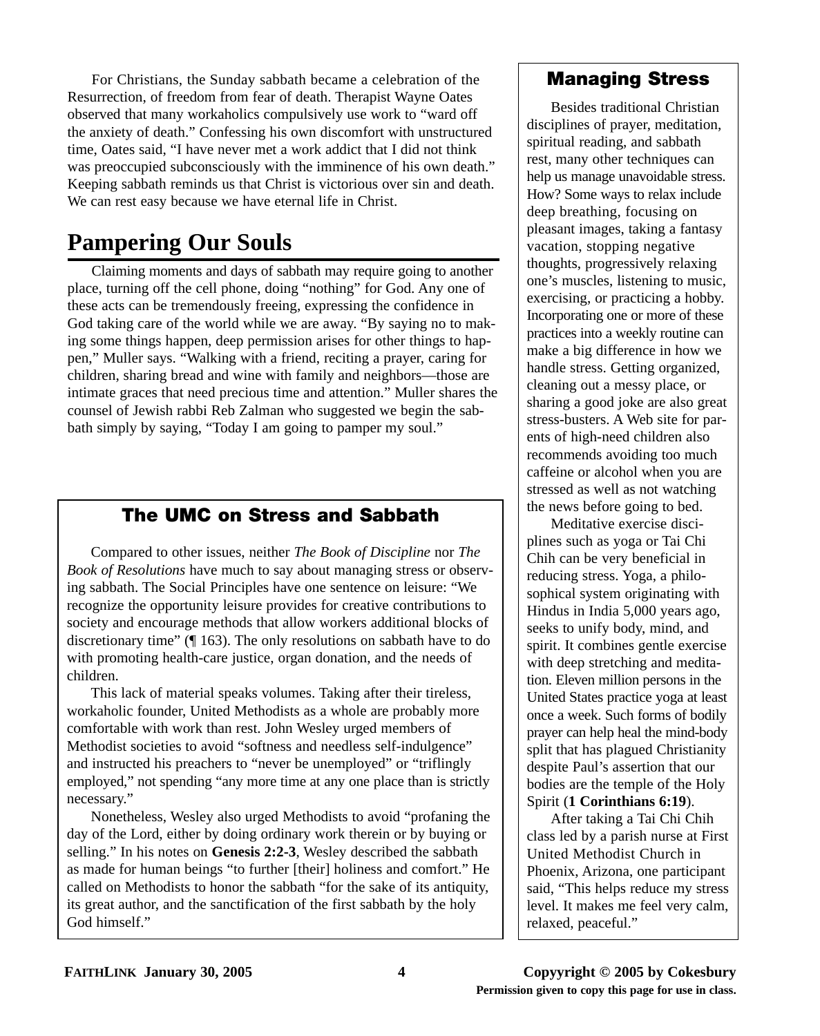For Christians, the Sunday sabbath became a celebration of the Resurrection, of freedom from fear of death. Therapist Wayne Oates observed that many workaholics compulsively use work to "ward off the anxiety of death." Confessing his own discomfort with unstructured time, Oates said, "I have never met a work addict that I did not think was preoccupied subconsciously with the imminence of his own death." Keeping sabbath reminds us that Christ is victorious over sin and death. We can rest easy because we have eternal life in Christ.

# Pampering Our Souls

Claiming moments and days of sabbath may require going to another place, turning off the cell phone, doing "nothing" for God. Any one of these acts can be tremendously freeing, expressing the confidence in God taking care of the world while we are away. "By saying no to making some things happen, deep permission arises for other things to happen," Muller says. "Walking with a friend, reciting a prayer, caring for children, sharing bread and wine with family and neighbors—those are intimate graces that need precious time and attention." Muller shares the counsel of Jewish rabbi Reb Zalman who suggested we begin the sabbath simply by saying, "Today I am going to pamper my soul."

## The UMC on Stress and Sabbath

Compared to other issues, neither *The Book of Discipline* nor *The Book of Resolutions* have much to say about managing stress or observing sabbath. The Social Principles have one sentence on leisure: "We recognize the opportunity leisure provides for creative contributions to society and encourage methods that allow workers additional blocks of discretionary time" (¶ 163). The only resolutions on sabbath have to do with promoting health-care justice, organ donation, and the needs of children.

This lack of material speaks volumes. Taking after their tireless, workaholic founder, United Methodists as a whole are probably more comfortable with work than rest. John Wesley urged members of Methodist societies to avoid "softness and needless self-indulgence" and instructed his preachers to "never be unemployed" or "triflingly employed," not spending "any more time at any one place than is strictly necessary."

Nonetheless, Wesley also urged Methodists to avoid "profaning the day of the Lord, either by doing ordinary work therein or by buying or selling." In his notes on **Genesis 2:2-3**, Wesley described the sabbath as made for human beings "to further [their] holiness and comfort." He called on Methodists to honor the sabbath "for the sake of its antiquity, its great author, and the sanctification of the first sabbath by the holy God himself."

## Managing Stress

Besides traditional Christian disciplines of prayer, meditation, spiritual reading, and sabbath rest, many other techniques can help us manage unavoidable stress. How? Some ways to relax include deep breathing, focusing on pleasant images, taking a fantasy vacation, stopping negative thoughts, progressively relaxing one's muscles, listening to music, exercising, or practicing a hobby. Incorporating one or more of these practices into a weekly routine can make a big difference in how we handle stress. Getting organized, cleaning out a messy place, or sharing a good joke are also great stress-busters. A Web site for parents of high-need children also recommends avoiding too much caffeine or alcohol when you are stressed as well as not watching the news before going to bed.

Meditative exercise disciplines such as yoga or Tai Chi Chih can be very beneficial in reducing stress. Yoga, a philosophical system originating with Hindus in India 5,000 years ago, seeks to unify body, mind, and spirit. It combines gentle exercise with deep stretching and meditation. Eleven million persons in the United States practice yoga at least once a week. Such forms of bodily prayer can help heal the mind-body split that has plagued Christianity despite Paul's assertion that our bodies are the temple of the Holy Spirit (**1 Corinthians 6:19**).

After taking a Tai Chi Chih class led by a parish nurse at First United Methodist Church in Phoenix, Arizona, one participant said, "This helps reduce my stress level. It makes me feel very calm, relaxed, peaceful."

Permission given to copy this page for use in class.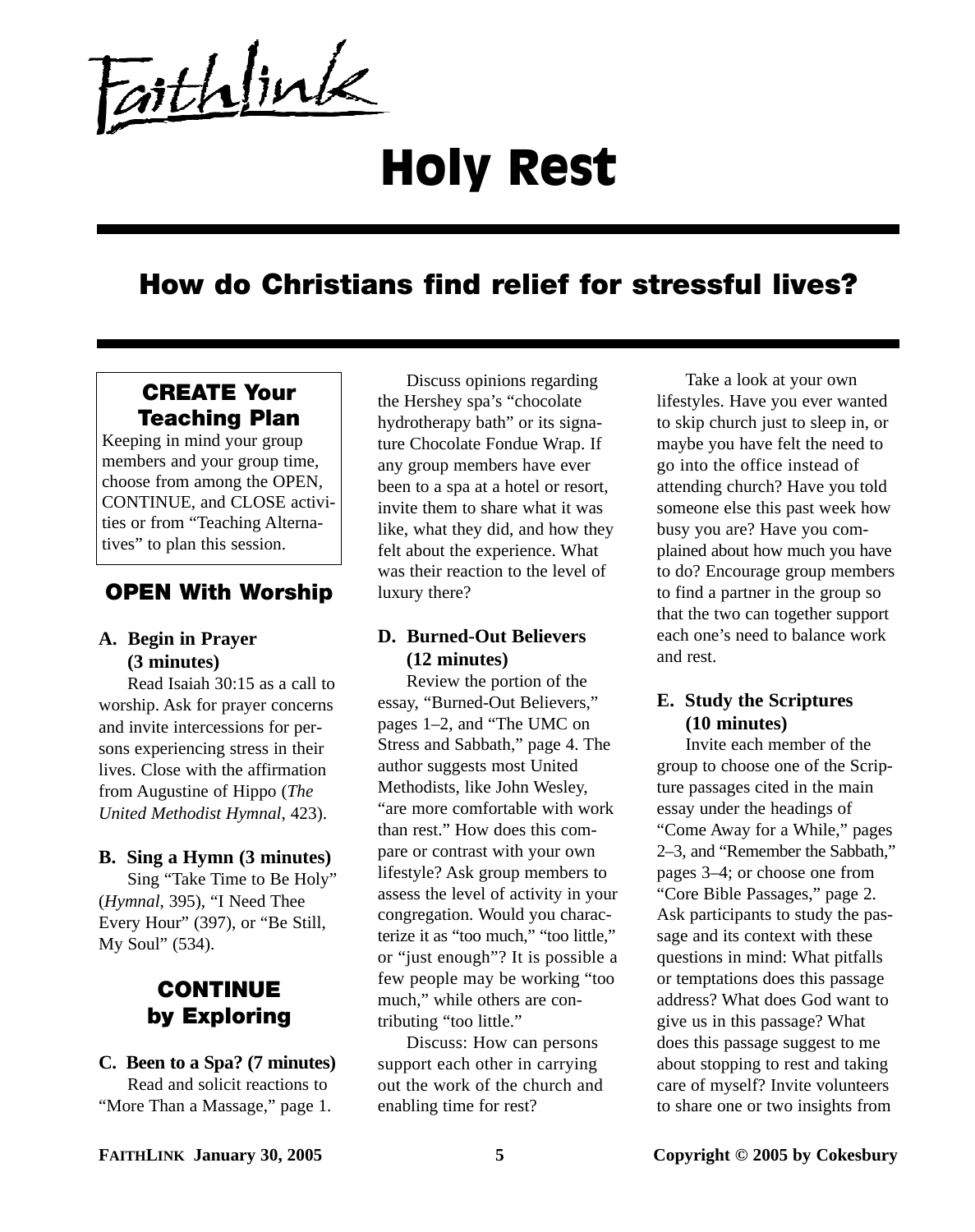# Holy Rest

## How do Christians find relief for stressful lives?

### CREATE Your Teaching Plan

Keeping in mind your group members and your group time, choose from among the OPEN, CONTINUE, and CLOSE activities or from "Teaching Alternatives" to plan this session.

### OPEN With Worship

**A. Begin in Prayer (3 minutes)**

Read Isaiah 30:15 as a call to worship. Ask for prayer concerns and invite intercessions for persons experiencing stress in their lives. Close with the affirmation from Augustine of Hippo (*The United Methodist Hymnal*, 423).

**B. Sing a Hymn (3 minutes)**

Sing "Take Time to Be Holy" (*Hymnal*, 395), "I Need Thee Every Hour" (397), or "Be Still, My Soul" (534).

### CONTINUE by Exploring

**C. Been to a Spa? (7 minutes)**

Read and solicit reactions to "More Than a Massage," page 1.

Discuss opinions regarding the Hershey spa's "chocolate hydrotherapy bath" or its signature Chocolate Fondue Wrap. If any group members have ever been to a spa at a hotel or resort, invite them to share what it was like, what they did, and how they felt about the experience. What was their reaction to the level of luxury there?

**D. Burned-Out Believers (12 minutes)**

Review the portion of the essay, "Burned-Out Believers," pages 1–2, and "The UMC on Stress and Sabbath," page 4. The author suggests most United Methodists, like John Wesley, "are more comfortable with work than rest." How does this compare or contrast with your own lifestyle? Ask group members to assess the level of activity in your congregation. Would you characterize it as "too much," "too little," or "just enough"? It is possible a few people may be working "too much," while others are contributing "too little."

Discuss: How can persons support each other in carrying out the work of the church and enabling time for rest?

Take a look at your own lifestyles. Have you ever wanted to skip church just to sleep in, or maybe you have felt the need to go into the office instead of attending church? Have you told someone else this past week how busy you are? Have you complained about how much you have to do? Encourage group members to find a partner in the group so that the two can together support each one's need to balance work and rest.

**E. Study the Scriptures (10 minutes)**

Invite each member of the group to choose one of the Scripture passages cited in the main essay under the headings of "Come Away for a While," pages 2–3, and "Remember the Sabbath," pages 3–4; or choose one from "Core Bible Passages," page 2. Ask participants to study the passage and its context with these questions in mind: What pitfalls or temptations does this passage address? What does God want to give us in this passage? What does this passage suggest to me about stopping to rest and taking care of myself? Invite volunteers to share one or two insights from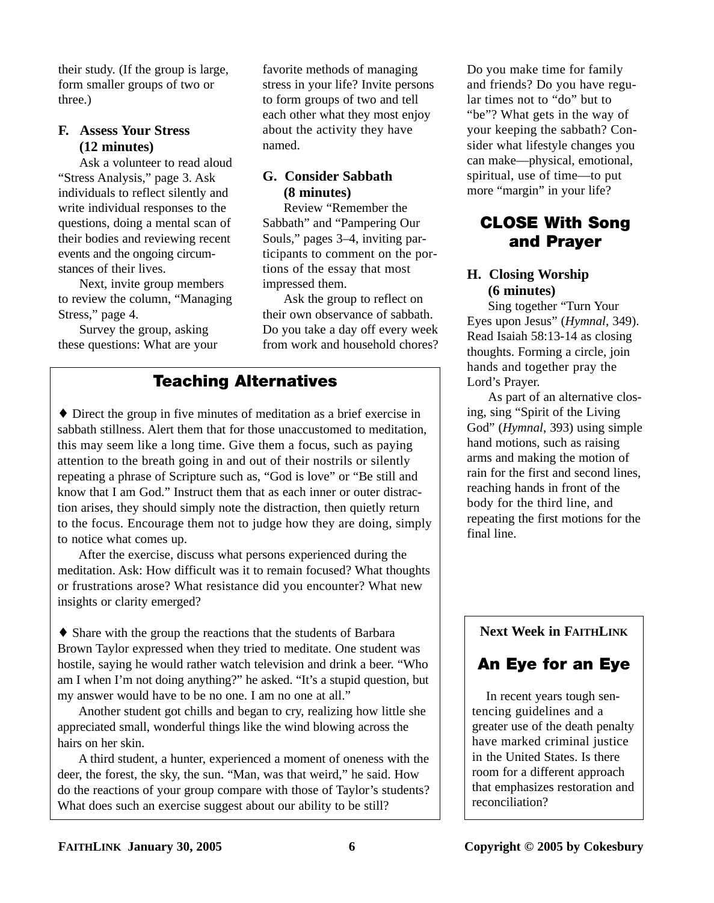their study. (If the group is large, form smaller groups of two or three.)

### F. Assess Your Stress (12 minutes)

Ask a volunteer to read aloud "Stress Analysis," page 3. Ask individuals to reflect silently and write individual responses to the questions, doing a mental scan of their bodies and reviewing recent events and the ongoing circumstances of their lives.

Next, invite group members to review the column, "Managing Stress," page 4.

Survey the group, asking these questions: What are your favorite methods of managing stress in your life? Invite persons to form groups of two and tell each other what they most enjoy about the activity they have named.

### G. Consider Sabbath (8 minutes)

Review "Remember the Sabbath" and "Pampering Our Souls," pages 3–4, inviting participants to comment on the portions of the essay that most impressed them.

Ask the group to reflect on their own observance of sabbath. Do you take a day off every week from work and household chores? Do you make time for family and friends? Do you have regular times not to "do" but to "be"? What gets in the way of your keeping the sabbath? Consider what lifestyle changes you can make—physical, emotional, spiritual, use of time—to put more "margin" in your life?

## Teaching Alternatives

♦ Direct the group in five minutes of meditation as a brief exercise in sabbath stillness. Alert them that for those unaccustomed to meditation, this may seem like a long time. Give them a focus, such as paying attention to the breath going in and out of their nostrils or silently repeating a phrase of Scripture such as, "God is love" or "Be still and know that I am God." Instruct them that as each inner or outer distraction arises, they should simply note the distraction, then quietly return to the focus. Encourage them not to judge how they are doing, simply to notice what comes up.

After the exercise, discuss what persons experienced during the meditation. Ask: How difficult was it to remain focused? What thoughts or frustrations arose? What resistance did you encounter? What new insights or clarity emerged?

♦ Share with the group the reactions that the students of Barbara Brown Taylor expressed when they tried to meditate. One student was hostile, saying he would rather watch television and drink a beer. "Who am I when I'm not doing anything?" he asked. "It's a stupid question, but my answer would have to be no one. I am no one at all."

Another student got chills and began to cry, realizing how little she appreciated small, wonderful things like the wind blowing across the hairs on her skin.

A third student, a hunter, experienced a moment of oneness with the deer, the forest, the sky, the sun. "Man, was that weird," he said. How do the reactions of your group compare with those of Taylor's students? What does such an exercise suggest about our ability to be still?

## CLOSE With Song and Prayer

### H. Closing Worship (6 minutes)

Sing together "Turn Your Eyes upon Jesus" (*Hymnal*, 349). Read Isaiah 58:13-14 as closing thoughts. Forming a circle, join hands and together pray the Lord's Prayer.

As part of an alternative closing, sing "Spirit of the Living God" (*Hymnal*, 393) using simple hand motions, such as raising arms and making the motion of rain for the first and second lines, reaching hands in front of the body for the third line, and repeating the first motions for the final line.

**Next Week in FAITHLINK**

## An Eye for an Eye

In recent years tough sentencing guidelines and a greater use of the death penalty have marked criminal justice in the United States. Is there room for a different approach that emphasizes restoration and reconciliation?

**FAITHLINK January 30, 2005** **Copyright © 2005 by Cokesbury**